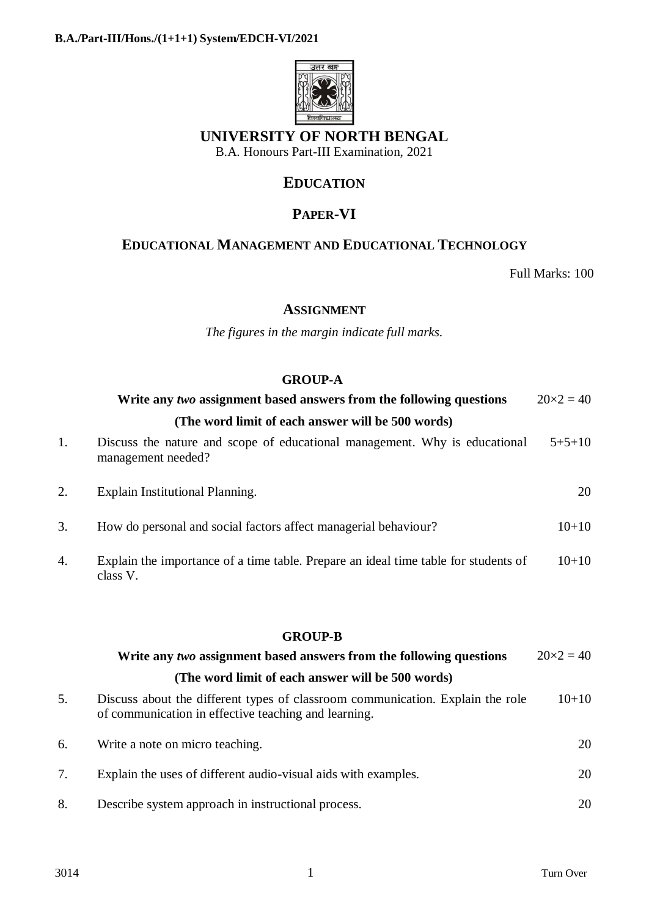# UNIVERSITY OF NORTH BENGAL

B.A. Honours Part-III Examination, 2021

## EDUCATION

## PAPER-VI

## EDUCATIONAL MANAGEMENT AND EDUCATIONAL TECHNOLOGY

Full Marks: 100

## ASSIGNMENT

*The figures in the margin indicate full marks.*

### GROUP-A

**Write any *two* assignment based answers from the following questions** $20\times2 = 40$

**(The word limit of each answer will be 500 words)**

1. Discuss the nature and scope of educational management. Why is educational management needed? 5+5+10

2. Explain Institutional Planning. 20

3. How do personal and social factors affect managerial behaviour? 10+10

4. Explain the importance of a time table. Prepare an ideal time table for students of class V. 10+10

### GROUP-B

**Write any *two* assignment based answers from the following questions** $20\times2 = 40$

**(The word limit of each answer will be 500 words)**

5. Discuss about the different types of classroom communication. Explain the role of communication in effective teaching and learning. 10+10

6. Write a note on micro teaching. 20

7. Explain the uses of different audio-visual aids with examples. 20

8. Describe system approach in instructional process. 20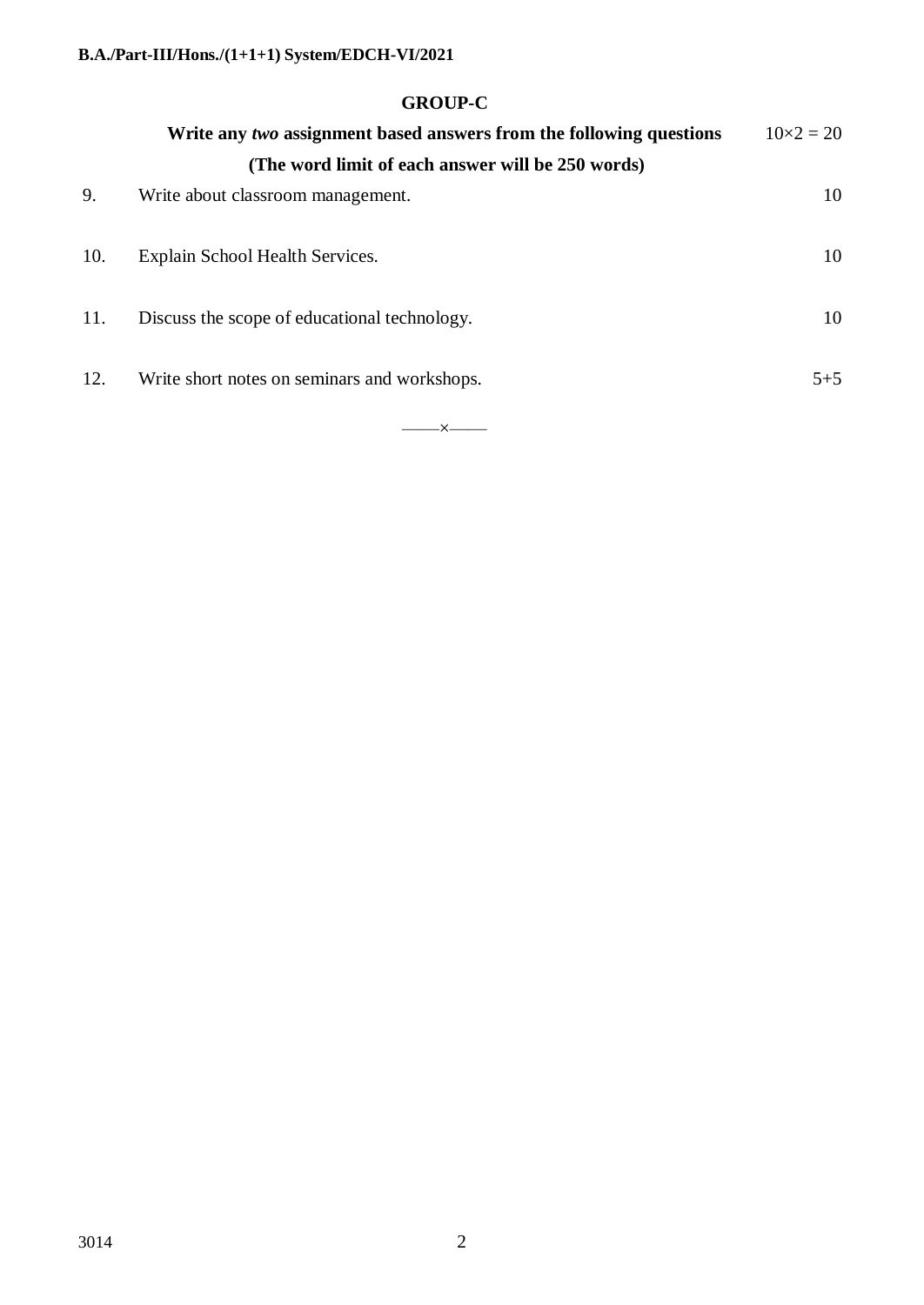## GROUP-C

**Write any *two* assignment based answers from the following questions** $10 \times 2 = 20$

**(The word limit of each answer will be 250 words)**

9. Write about classroom management. 10

10. Explain School Health Services. 10

11. Discuss the scope of educational technology. 10

12. Write short notes on seminars and workshops. 5+5

——×——